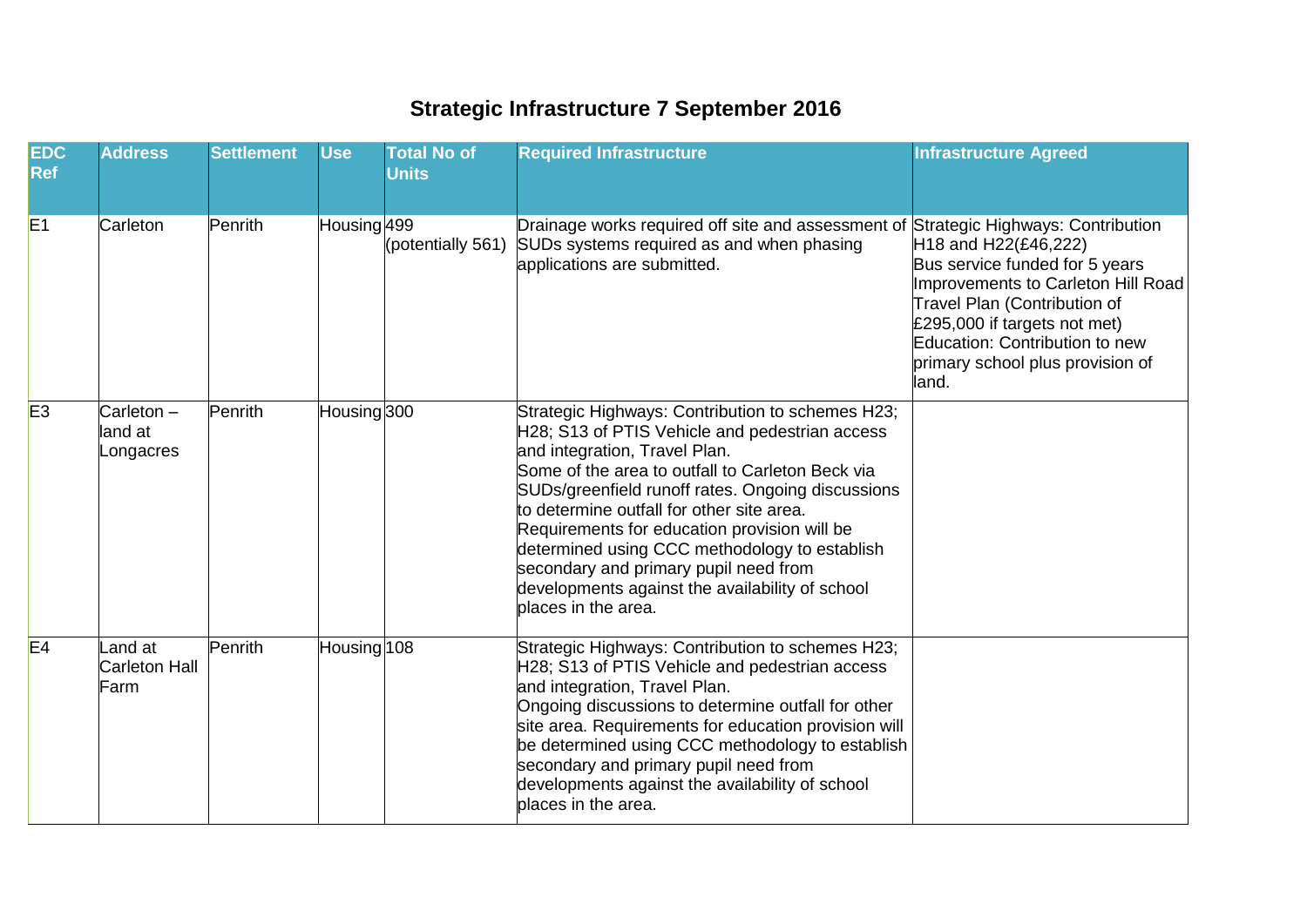# Strategic Infrastructure 7 September 2016

| EDC Ref | Address | Settlement | Use | Total No of Units | Required Infrastructure | Infrastructure Agreed |
|---|---|---|---|---|---|---|
| E1 | Carleton | Penrith | Housing | 499 (potentially 561) | Drainage works required off site and assessment of SUDs systems required as and when phasing applications are submitted. | Strategic Highways: Contribution H18 and H22(£46,222)<br>Bus service funded for 5 years<br>Improvements to Carleton Hill Road<br>Travel Plan (Contribution of £295,000 if targets not met)<br>Education: Contribution to new primary school plus provision of land. |
| E3 | Carleton – land at Longacres | Penrith | Housing | 300 | Strategic Highways: Contribution to schemes H23; H28; S13 of PTIS Vehicle and pedestrian access and integration, Travel Plan.<br>Some of the area to outfall to Carleton Beck via SUDs/greenfield runoff rates. Ongoing discussions to determine outfall for other site area.<br>Requirements for education provision will be determined using CCC methodology to establish secondary and primary pupil need from developments against the availability of school places in the area. | |
| E4 | Land at Carleton Hall Farm | Penrith | Housing | 108 | Strategic Highways: Contribution to schemes H23; H28; S13 of PTIS Vehicle and pedestrian access and integration, Travel Plan.<br>Ongoing discussions to determine outfall for other site area. Requirements for education provision will be determined using CCC methodology to establish secondary and primary pupil need from developments against the availability of school places in the area. | |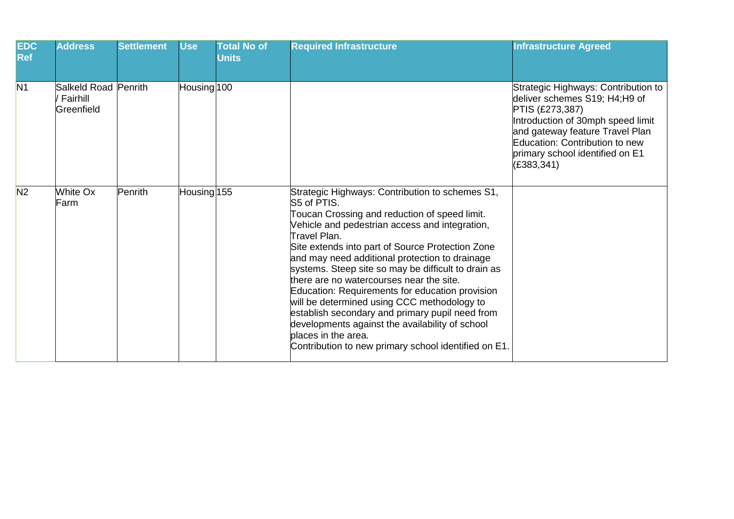| EDC Ref | Address | Settlement | Use | Total No of Units | Required Infrastructure | Infrastructure Agreed |
|---|---|---|---|---|---|---|
| N1 | Salkeld Road / Fairhill Greenfield | Penrith | Housing | 100 | | Strategic Highways: Contribution to deliver schemes S19; H4;H9 of PTIS (£273,387)<br>Introduction of 30mph speed limit and gateway feature Travel Plan<br>Education: Contribution to new primary school identified on E1 (£383,341) |
| N2 | White Ox Farm | Penrith | Housing | 155 | Strategic Highways: Contribution to schemes S1, S5 of PTIS.<br>Toucan Crossing and reduction of speed limit.<br>Vehicle and pedestrian access and integration, Travel Plan.<br>Site extends into part of Source Protection Zone and may need additional protection to drainage systems. Steep site so may be difficult to drain as there are no watercourses near the site.<br>Education: Requirements for education provision will be determined using CCC methodology to establish secondary and primary pupil need from developments against the availability of school places in the area.<br>Contribution to new primary school identified on E1. | |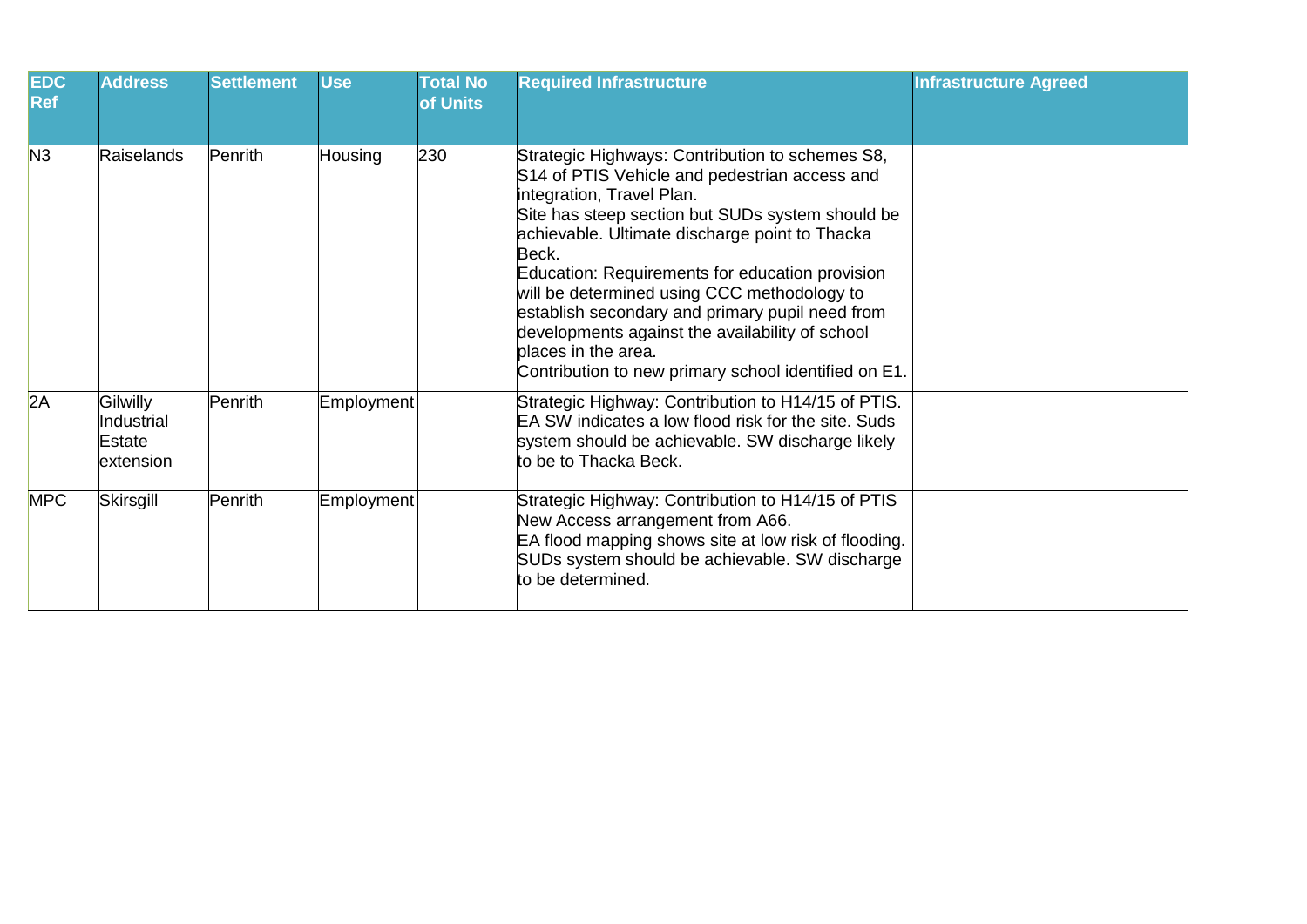| EDC Ref | Address | Settlement | Use | Total No of Units | Required Infrastructure | Infrastructure Agreed |
|---|---|---|---|---|---|---|
| N3 | Raiselands | Penrith | Housing | 230 | Strategic Highways: Contribution to schemes S8, S14 of PTIS Vehicle and pedestrian access and integration, Travel Plan.<br>Site has steep section but SUDs system should be achievable. Ultimate discharge point to Thacka Beck.<br>Education: Requirements for education provision will be determined using CCC methodology to establish secondary and primary pupil need from developments against the availability of school places in the area.<br>Contribution to new primary school identified on E1. | |
| 2A | Gilwilly Industrial Estate extension | Penrith | Employment | | Strategic Highway: Contribution to H14/15 of PTIS.<br>EA SW indicates a low flood risk for the site. Suds system should be achievable. SW discharge likely to be to Thacka Beck. | |
| MPC | Skirsgill | Penrith | Employment | | Strategic Highway: Contribution to H14/15 of PTIS New Access arrangement from A66.<br>EA flood mapping shows site at low risk of flooding. SUDs system should be achievable. SW discharge to be determined. | |